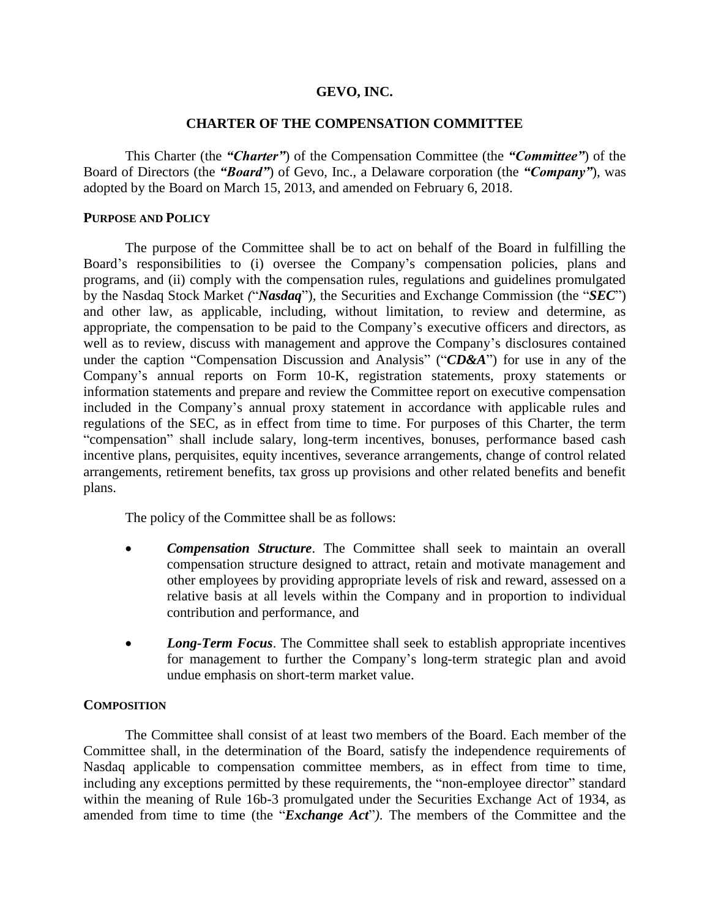# GEVO, INC.

## CHARTER OF THE COMPENSATION COMMITTEE

This Charter (the ***"Charter"***) of the Compensation Committee (the ***"Committee"***) of the Board of Directors (the ***"Board"***) of Gevo, Inc., a Delaware corporation (the ***"Company"***), was adopted by the Board on March 15, 2013, and amended on February 6, 2018.

### PURPOSE AND POLICY

The purpose of the Committee shall be to act on behalf of the Board in fulfilling the Board's responsibilities to (i) oversee the Company's compensation policies, plans and programs, and (ii) comply with the compensation rules, regulations and guidelines promulgated by the Nasdaq Stock Market ("***Nasdaq***"), the Securities and Exchange Commission (the "***SEC***") and other law, as applicable, including, without limitation, to review and determine, as appropriate, the compensation to be paid to the Company's executive officers and directors, as well as to review, discuss with management and approve the Company's disclosures contained under the caption "Compensation Discussion and Analysis" ("***CD&A***") for use in any of the Company's annual reports on Form 10-K, registration statements, proxy statements or information statements and prepare and review the Committee report on executive compensation included in the Company's annual proxy statement in accordance with applicable rules and regulations of the SEC, as in effect from time to time. For purposes of this Charter, the term "compensation" shall include salary, long-term incentives, bonuses, performance based cash incentive plans, perquisites, equity incentives, severance arrangements, change of control related arrangements, retirement benefits, tax gross up provisions and other related benefits and benefit plans.

The policy of the Committee shall be as follows:

- ***Compensation Structure***. The Committee shall seek to maintain an overall compensation structure designed to attract, retain and motivate management and other employees by providing appropriate levels of risk and reward, assessed on a relative basis at all levels within the Company and in proportion to individual contribution and performance, and
- ***Long-Term Focus***. The Committee shall seek to establish appropriate incentives for management to further the Company's long-term strategic plan and avoid undue emphasis on short-term market value.

### COMPOSITION

The Committee shall consist of at least two members of the Board. Each member of the Committee shall, in the determination of the Board, satisfy the independence requirements of Nasdaq applicable to compensation committee members, as in effect from time to time, including any exceptions permitted by these requirements, the "non-employee director" standard within the meaning of Rule 16b-3 promulgated under the Securities Exchange Act of 1934, as amended from time to time (the "***Exchange Act***"). The members of the Committee and the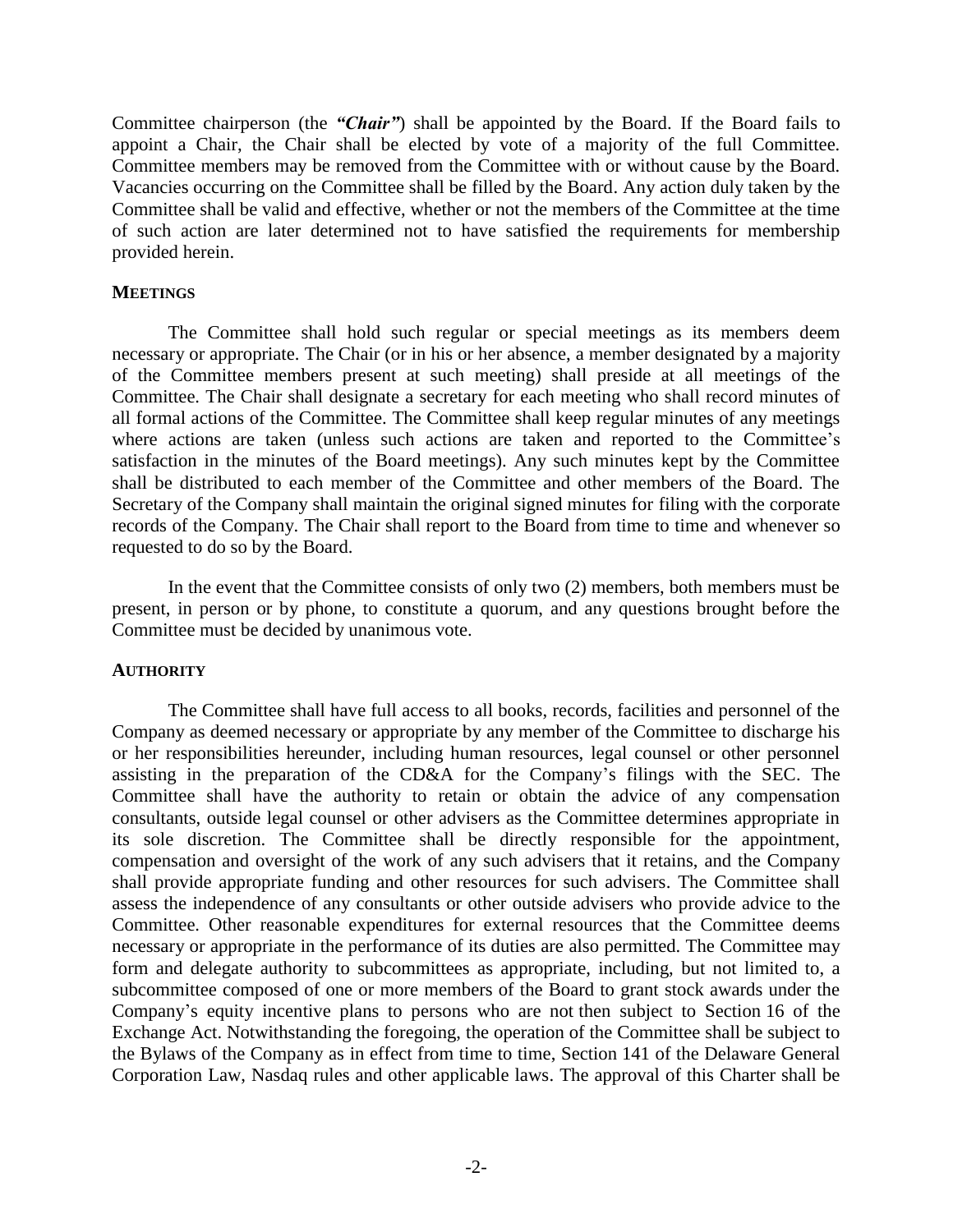Committee chairperson (the ***"Chair"***) shall be appointed by the Board. If the Board fails to appoint a Chair, the Chair shall be elected by vote of a majority of the full Committee. Committee members may be removed from the Committee with or without cause by the Board. Vacancies occurring on the Committee shall be filled by the Board. Any action duly taken by the Committee shall be valid and effective, whether or not the members of the Committee at the time of such action are later determined not to have satisfied the requirements for membership provided herein.

## MEETINGS

The Committee shall hold such regular or special meetings as its members deem necessary or appropriate. The Chair (or in his or her absence, a member designated by a majority of the Committee members present at such meeting) shall preside at all meetings of the Committee. The Chair shall designate a secretary for each meeting who shall record minutes of all formal actions of the Committee. The Committee shall keep regular minutes of any meetings where actions are taken (unless such actions are taken and reported to the Committee's satisfaction in the minutes of the Board meetings). Any such minutes kept by the Committee shall be distributed to each member of the Committee and other members of the Board. The Secretary of the Company shall maintain the original signed minutes for filing with the corporate records of the Company. The Chair shall report to the Board from time to time and whenever so requested to do so by the Board.

In the event that the Committee consists of only two (2) members, both members must be present, in person or by phone, to constitute a quorum, and any questions brought before the Committee must be decided by unanimous vote.

## AUTHORITY

The Committee shall have full access to all books, records, facilities and personnel of the Company as deemed necessary or appropriate by any member of the Committee to discharge his or her responsibilities hereunder, including human resources, legal counsel or other personnel assisting in the preparation of the CD&A for the Company's filings with the SEC. The Committee shall have the authority to retain or obtain the advice of any compensation consultants, outside legal counsel or other advisers as the Committee determines appropriate in its sole discretion. The Committee shall be directly responsible for the appointment, compensation and oversight of the work of any such advisers that it retains, and the Company shall provide appropriate funding and other resources for such advisers. The Committee shall assess the independence of any consultants or other outside advisers who provide advice to the Committee. Other reasonable expenditures for external resources that the Committee deems necessary or appropriate in the performance of its duties are also permitted. The Committee may form and delegate authority to subcommittees as appropriate, including, but not limited to, a subcommittee composed of one or more members of the Board to grant stock awards under the Company's equity incentive plans to persons who are not then subject to Section 16 of the Exchange Act. Notwithstanding the foregoing, the operation of the Committee shall be subject to the Bylaws of the Company as in effect from time to time, Section 141 of the Delaware General Corporation Law, Nasdaq rules and other applicable laws. The approval of this Charter shall be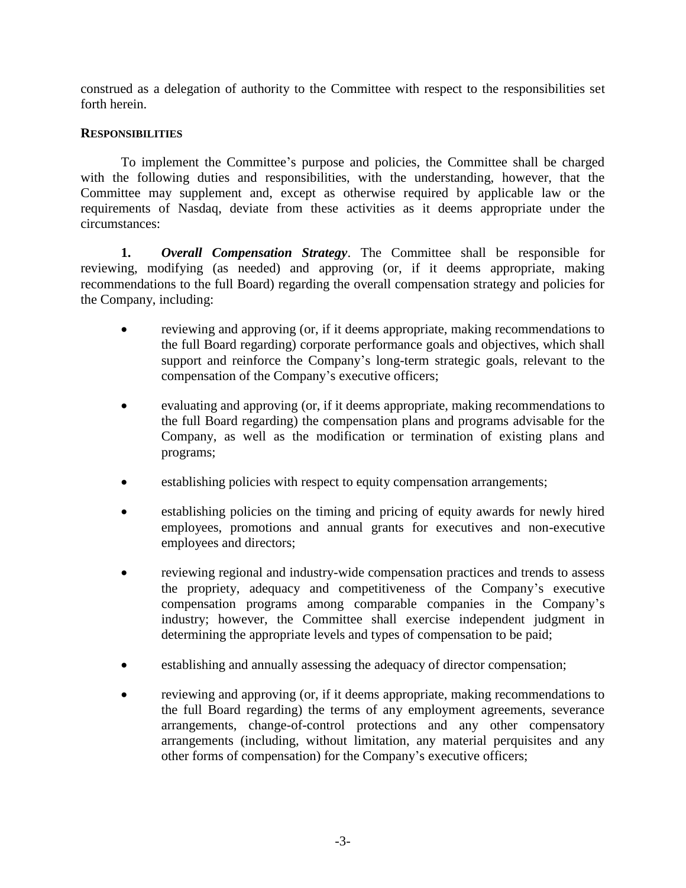construed as a delegation of authority to the Committee with respect to the responsibilities set forth herein.

**RESPONSIBILITIES**

To implement the Committee's purpose and policies, the Committee shall be charged with the following duties and responsibilities, with the understanding, however, that the Committee may supplement and, except as otherwise required by applicable law or the requirements of Nasdaq, deviate from these activities as it deems appropriate under the circumstances:

**1.** ***Overall Compensation Strategy***. The Committee shall be responsible for reviewing, modifying (as needed) and approving (or, if it deems appropriate, making recommendations to the full Board) regarding the overall compensation strategy and policies for the Company, including:

- reviewing and approving (or, if it deems appropriate, making recommendations to the full Board regarding) corporate performance goals and objectives, which shall support and reinforce the Company's long-term strategic goals, relevant to the compensation of the Company's executive officers;
- evaluating and approving (or, if it deems appropriate, making recommendations to the full Board regarding) the compensation plans and programs advisable for the Company, as well as the modification or termination of existing plans and programs;
- establishing policies with respect to equity compensation arrangements;
- establishing policies on the timing and pricing of equity awards for newly hired employees, promotions and annual grants for executives and non-executive employees and directors;
- reviewing regional and industry-wide compensation practices and trends to assess the propriety, adequacy and competitiveness of the Company's executive compensation programs among comparable companies in the Company's industry; however, the Committee shall exercise independent judgment in determining the appropriate levels and types of compensation to be paid;
- establishing and annually assessing the adequacy of director compensation;
- reviewing and approving (or, if it deems appropriate, making recommendations to the full Board regarding) the terms of any employment agreements, severance arrangements, change-of-control protections and any other compensatory arrangements (including, without limitation, any material perquisites and any other forms of compensation) for the Company's executive officers;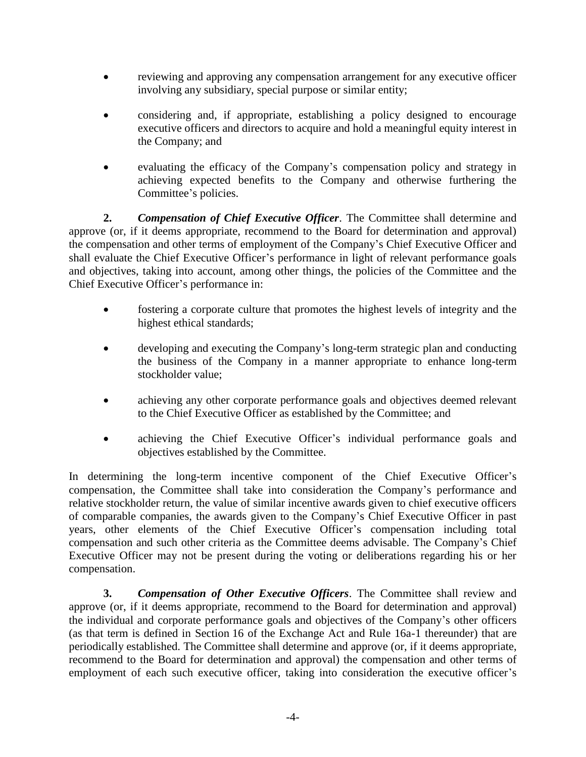- reviewing and approving any compensation arrangement for any executive officer involving any subsidiary, special purpose or similar entity;
- considering and, if appropriate, establishing a policy designed to encourage executive officers and directors to acquire and hold a meaningful equity interest in the Company; and
- evaluating the efficacy of the Company's compensation policy and strategy in achieving expected benefits to the Company and otherwise furthering the Committee's policies.

**2.** ***Compensation of Chief Executive Officer***. The Committee shall determine and approve (or, if it deems appropriate, recommend to the Board for determination and approval) the compensation and other terms of employment of the Company's Chief Executive Officer and shall evaluate the Chief Executive Officer's performance in light of relevant performance goals and objectives, taking into account, among other things, the policies of the Committee and the Chief Executive Officer's performance in:

- fostering a corporate culture that promotes the highest levels of integrity and the highest ethical standards;
- developing and executing the Company's long-term strategic plan and conducting the business of the Company in a manner appropriate to enhance long-term stockholder value;
- achieving any other corporate performance goals and objectives deemed relevant to the Chief Executive Officer as established by the Committee; and
- achieving the Chief Executive Officer's individual performance goals and objectives established by the Committee.

In determining the long-term incentive component of the Chief Executive Officer's compensation, the Committee shall take into consideration the Company's performance and relative stockholder return, the value of similar incentive awards given to chief executive officers of comparable companies, the awards given to the Company's Chief Executive Officer in past years, other elements of the Chief Executive Officer's compensation including total compensation and such other criteria as the Committee deems advisable. The Company's Chief Executive Officer may not be present during the voting or deliberations regarding his or her compensation.

**3.** ***Compensation of Other Executive Officers***. The Committee shall review and approve (or, if it deems appropriate, recommend to the Board for determination and approval) the individual and corporate performance goals and objectives of the Company's other officers (as that term is defined in Section 16 of the Exchange Act and Rule 16a-1 thereunder) that are periodically established. The Committee shall determine and approve (or, if it deems appropriate, recommend to the Board for determination and approval) the compensation and other terms of employment of each such executive officer, taking into consideration the executive officer's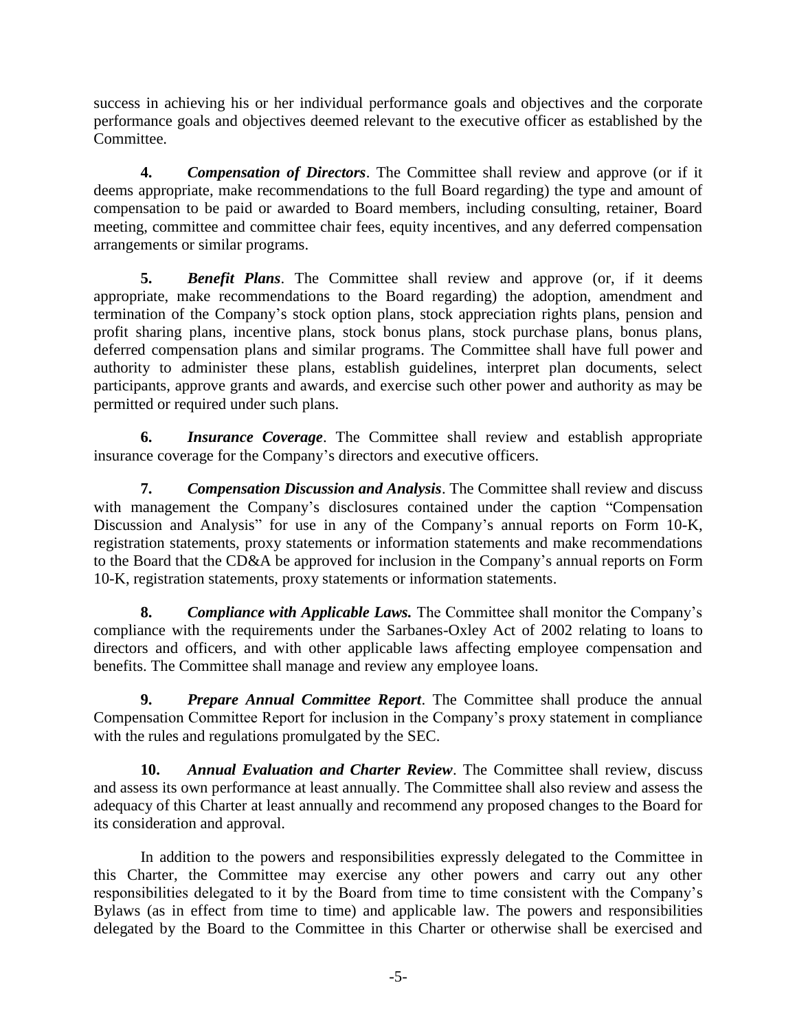success in achieving his or her individual performance goals and objectives and the corporate performance goals and objectives deemed relevant to the executive officer as established by the Committee.

**4.** ***Compensation of Directors***. The Committee shall review and approve (or if it deems appropriate, make recommendations to the full Board regarding) the type and amount of compensation to be paid or awarded to Board members, including consulting, retainer, Board meeting, committee and committee chair fees, equity incentives, and any deferred compensation arrangements or similar programs.

**5.** ***Benefit Plans***. The Committee shall review and approve (or, if it deems appropriate, make recommendations to the Board regarding) the adoption, amendment and termination of the Company's stock option plans, stock appreciation rights plans, pension and profit sharing plans, incentive plans, stock bonus plans, stock purchase plans, bonus plans, deferred compensation plans and similar programs. The Committee shall have full power and authority to administer these plans, establish guidelines, interpret plan documents, select participants, approve grants and awards, and exercise such other power and authority as may be permitted or required under such plans.

**6.** ***Insurance Coverage***. The Committee shall review and establish appropriate insurance coverage for the Company's directors and executive officers.

**7.** ***Compensation Discussion and Analysis***. The Committee shall review and discuss with management the Company's disclosures contained under the caption "Compensation Discussion and Analysis" for use in any of the Company's annual reports on Form 10-K, registration statements, proxy statements or information statements and make recommendations to the Board that the CD&A be approved for inclusion in the Company's annual reports on Form 10-K, registration statements, proxy statements or information statements.

**8.** ***Compliance with Applicable Laws.*** The Committee shall monitor the Company's compliance with the requirements under the Sarbanes-Oxley Act of 2002 relating to loans to directors and officers, and with other applicable laws affecting employee compensation and benefits. The Committee shall manage and review any employee loans.

**9.** ***Prepare Annual Committee Report***. The Committee shall produce the annual Compensation Committee Report for inclusion in the Company's proxy statement in compliance with the rules and regulations promulgated by the SEC.

**10.** ***Annual Evaluation and Charter Review***. The Committee shall review, discuss and assess its own performance at least annually. The Committee shall also review and assess the adequacy of this Charter at least annually and recommend any proposed changes to the Board for its consideration and approval.

In addition to the powers and responsibilities expressly delegated to the Committee in this Charter, the Committee may exercise any other powers and carry out any other responsibilities delegated to it by the Board from time to time consistent with the Company's Bylaws (as in effect from time to time) and applicable law. The powers and responsibilities delegated by the Board to the Committee in this Charter or otherwise shall be exercised and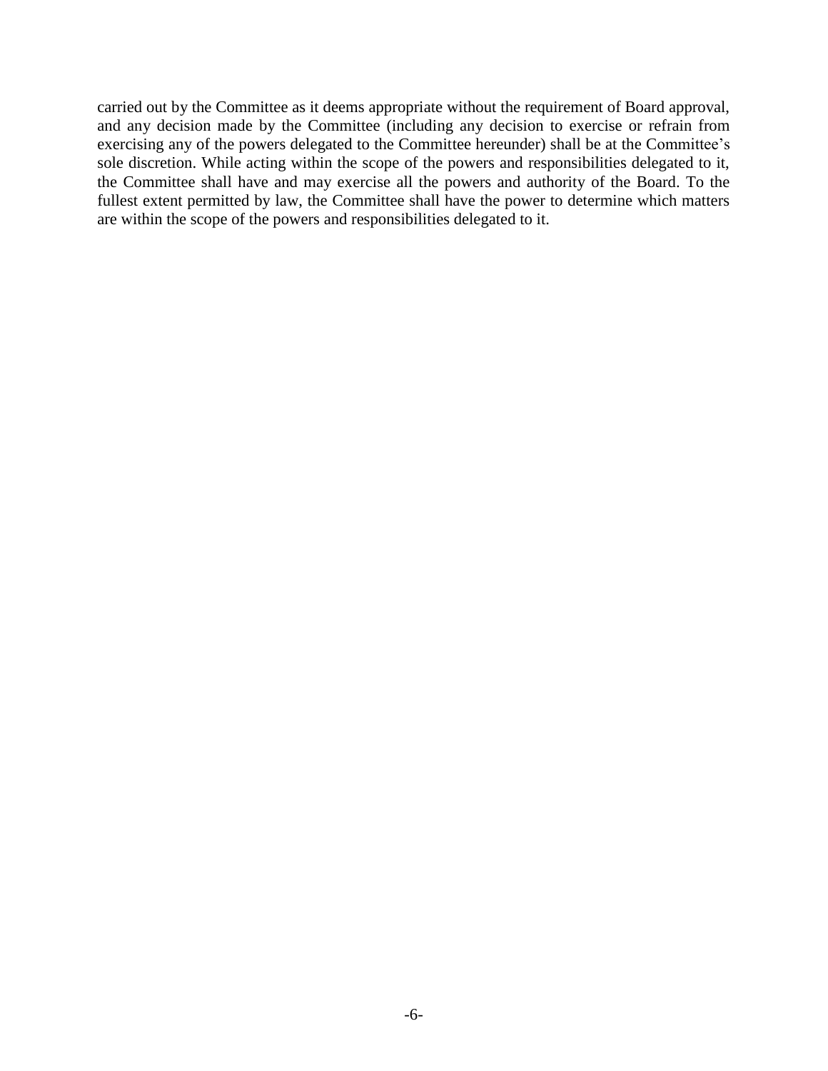carried out by the Committee as it deems appropriate without the requirement of Board approval, and any decision made by the Committee (including any decision to exercise or refrain from exercising any of the powers delegated to the Committee hereunder) shall be at the Committee's sole discretion. While acting within the scope of the powers and responsibilities delegated to it, the Committee shall have and may exercise all the powers and authority of the Board. To the fullest extent permitted by law, the Committee shall have the power to determine which matters are within the scope of the powers and responsibilities delegated to it.